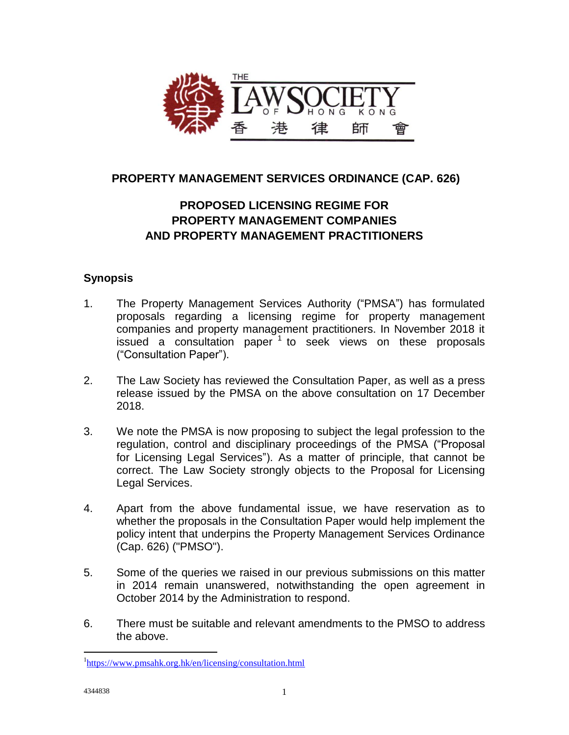# PROPERTY MANAGEMENT SERVICES ORDINANCE (CAP. 626)

## PROPOSED LICENSING REGIME FOR PROPERTY MANAGEMENT COMPANIES AND PROPERTY MANAGEMENT PRACTITIONERS

### Synopsis

1. The Property Management Services Authority ("PMSA") has formulated proposals regarding a licensing regime for property management companies and property management practitioners. In November 2018 it issued a consultation paper [1] to seek views on these proposals ("Consultation Paper").

2. The Law Society has reviewed the Consultation Paper, as well as a press release issued by the PMSA on the above consultation on 17 December 2018.

3. We note the PMSA is now proposing to subject the legal profession to the regulation, control and disciplinary proceedings of the PMSA ("Proposal for Licensing Legal Services"). As a matter of principle, that cannot be correct. The Law Society strongly objects to the Proposal for Licensing Legal Services.

4. Apart from the above fundamental issue, we have reservation as to whether the proposals in the Consultation Paper would help implement the policy intent that underpins the Property Management Services Ordinance (Cap. 626) ("PMSO").

5. Some of the queries we raised in our previous submissions on this matter in 2014 remain unanswered, notwithstanding the open agreement in October 2014 by the Administration to respond.

6. There must be suitable and relevant amendments to the PMSO to address the above.

---

[1] https://www.pmsahk.org.hk/en/licensing/consultation.html

4344838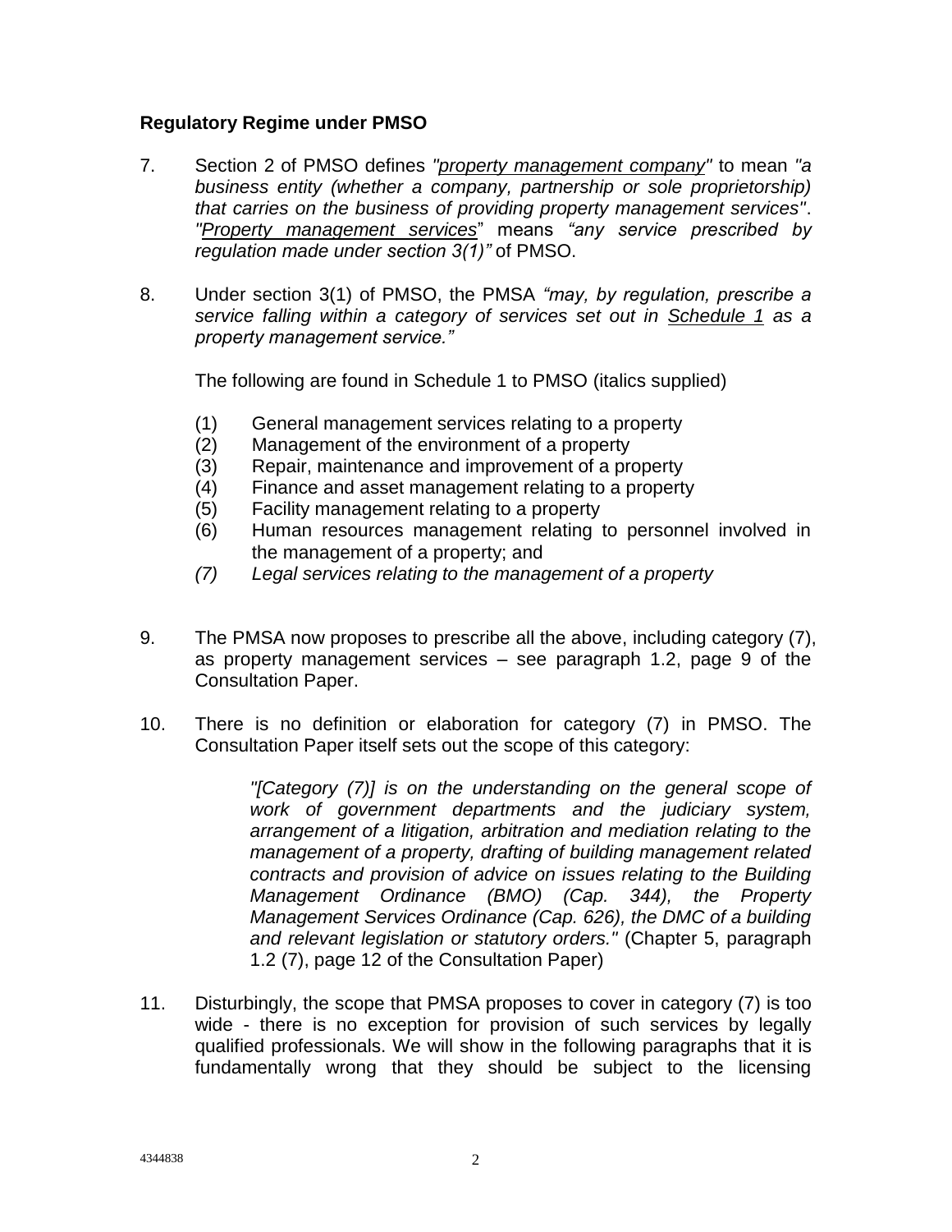**Regulatory Regime under PMSO**

7. Section 2 of PMSO defines *"property management company"* to mean *"a business entity (whether a company, partnership or sole proprietorship) that carries on the business of providing property management services"*. *"Property management services"* means *"any service prescribed by regulation made under section 3(1)"* of PMSO.

8. Under section 3(1) of PMSO, the PMSA *"may, by regulation, prescribe a service falling within a category of services set out in Schedule 1 as a property management service."*

   The following are found in Schedule 1 to PMSO (italics supplied)

   (1) General management services relating to a property
   (2) Management of the environment of a property
   (3) Repair, maintenance and improvement of a property
   (4) Finance and asset management relating to a property
   (5) Facility management relating to a property
   (6) Human resources management relating to personnel involved in the management of a property; and
   *(7) Legal services relating to the management of a property*

9. The PMSA now proposes to prescribe all the above, including category (7), as property management services – see paragraph 1.2, page 9 of the Consultation Paper.

10. There is no definition or elaboration for category (7) in PMSO. The Consultation Paper itself sets out the scope of this category:

    > *"[Category (7)] is on the understanding on the general scope of work of government departments and the judiciary system, arrangement of a litigation, arbitration and mediation relating to the management of a property, drafting of building management related contracts and provision of advice on issues relating to the Building Management Ordinance (BMO) (Cap. 344), the Property Management Services Ordinance (Cap. 626), the DMC of a building and relevant legislation or statutory orders."* (Chapter 5, paragraph 1.2 (7), page 12 of the Consultation Paper)

11. Disturbingly, the scope that PMSA proposes to cover in category (7) is too wide - there is no exception for provision of such services by legally qualified professionals. We will show in the following paragraphs that it is fundamentally wrong that they should be subject to the licensing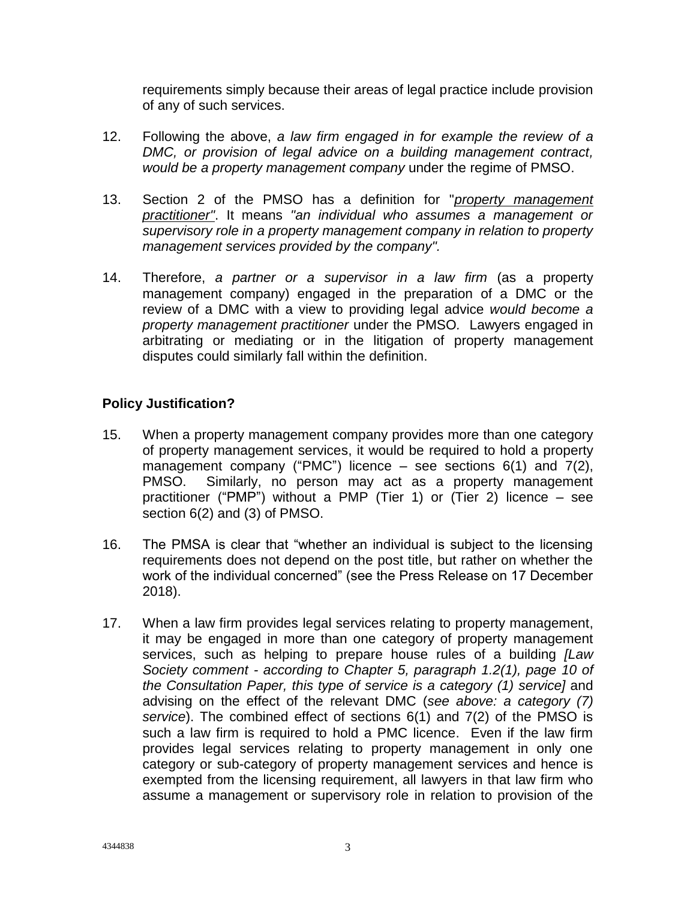requirements simply because their areas of legal practice include provision of any of such services.

12. Following the above, *a law firm engaged in for example the review of a DMC, or provision of legal advice on a building management contract, would be a property management company* under the regime of PMSO.

13. Section 2 of the PMSO has a definition for "*property management practitioner*". It means *"an individual who assumes a management or supervisory role in a property management company in relation to property management services provided by the company".*

14. Therefore, *a partner or a supervisor in a law firm* (as a property management company) engaged in the preparation of a DMC or the review of a DMC with a view to providing legal advice *would become a property management practitioner* under the PMSO. Lawyers engaged in arbitrating or mediating or in the litigation of property management disputes could similarly fall within the definition.

**Policy Justification?**

15. When a property management company provides more than one category of property management services, it would be required to hold a property management company ("PMC") licence – see sections 6(1) and 7(2), PMSO. Similarly, no person may act as a property management practitioner ("PMP") without a PMP (Tier 1) or (Tier 2) licence – see section 6(2) and (3) of PMSO.

16. The PMSA is clear that "whether an individual is subject to the licensing requirements does not depend on the post title, but rather on whether the work of the individual concerned" (see the Press Release on 17 December 2018).

17. When a law firm provides legal services relating to property management, it may be engaged in more than one category of property management services, such as helping to prepare house rules of a building *[Law Society comment - according to Chapter 5, paragraph 1.2(1), page 10 of the Consultation Paper, this type of service is a category (1) service]* and advising on the effect of the relevant DMC (*see above: a category (7) service*). The combined effect of sections 6(1) and 7(2) of the PMSO is such a law firm is required to hold a PMC licence. Even if the law firm provides legal services relating to property management in only one category or sub-category of property management services and hence is exempted from the licensing requirement, all lawyers in that law firm who assume a management or supervisory role in relation to provision of the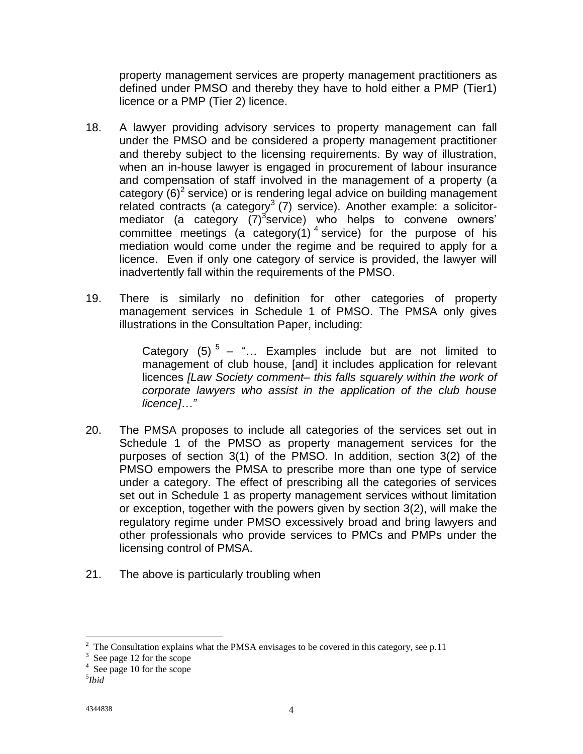property management services are property management practitioners as defined under PMSO and thereby they have to hold either a PMP (Tier1) licence or a PMP (Tier 2) licence.

18. A lawyer providing advisory services to property management can fall under the PMSO and be considered a property management practitioner and thereby subject to the licensing requirements. By way of illustration, when an in-house lawyer is engaged in procurement of labour insurance and compensation of staff involved in the management of a property (a category (6)[2] service) or is rendering legal advice on building management related contracts (a category[3] (7) service). Another example: a solicitor-mediator (a category (7)[3]service) who helps to convene owners' committee meetings (a category(1)[4] service) for the purpose of his mediation would come under the regime and be required to apply for a licence. Even if only one category of service is provided, the lawyer will inadvertently fall within the requirements of the PMSO.

19. There is similarly no definition for other categories of property management services in Schedule 1 of PMSO. The PMSA only gives illustrations in the Consultation Paper, including:

   Category (5)[5] – "… Examples include but are not limited to management of club house, [and] it includes application for relevant licences *[Law Society comment– this falls squarely within the work of corporate lawyers who assist in the application of the club house licence]…"*

20. The PMSA proposes to include all categories of the services set out in Schedule 1 of the PMSO as property management services for the purposes of section 3(1) of the PMSO. In addition, section 3(2) of the PMSO empowers the PMSA to prescribe more than one type of service under a category. The effect of prescribing all the categories of services set out in Schedule 1 as property management services without limitation or exception, together with the powers given by section 3(2), will make the regulatory regime under PMSO excessively broad and bring lawyers and other professionals who provide services to PMCs and PMPs under the licensing control of PMSA.

21. The above is particularly troubling when

---

[2] The Consultation explains what the PMSA envisages to be covered in this category, see p.11

[3] See page 12 for the scope

[4] See page 10 for the scope

[5] *Ibid*

4344838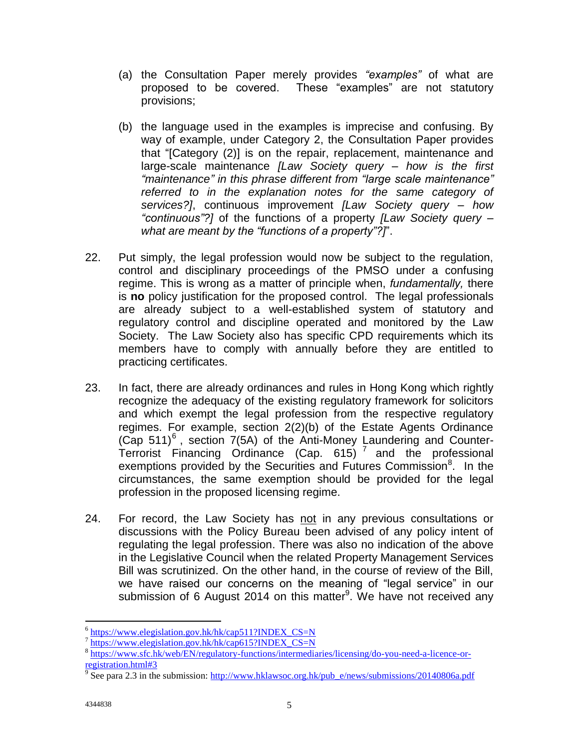(a) the Consultation Paper merely provides *"examples"* of what are proposed to be covered. These "examples" are not statutory provisions;

(b) the language used in the examples is imprecise and confusing. By way of example, under Category 2, the Consultation Paper provides that "[Category (2)] is on the repair, replacement, maintenance and large-scale maintenance *[Law Society query – how is the first "maintenance" in this phrase different from "large scale maintenance" referred to in the explanation notes for the same category of services?]*, continuous improvement *[Law Society query – how "continuous"?]* of the functions of a property *[Law Society query – what are meant by the "functions of a property"?]*".

22. Put simply, the legal profession would now be subject to the regulation, control and disciplinary proceedings of the PMSO under a confusing regime. This is wrong as a matter of principle when, *fundamentally,* there is **no** policy justification for the proposed control. The legal professionals are already subject to a well-established system of statutory and regulatory control and discipline operated and monitored by the Law Society. The Law Society also has specific CPD requirements which its members have to comply with annually before they are entitled to practicing certificates.

23. In fact, there are already ordinances and rules in Hong Kong which rightly recognize the adequacy of the existing regulatory framework for solicitors and which exempt the legal profession from the respective regulatory regimes. For example, section 2(2)(b) of the Estate Agents Ordinance (Cap 511)[6], section 7(5A) of the Anti-Money Laundering and Counter-Terrorist Financing Ordinance (Cap. 615)[7] and the professional exemptions provided by the Securities and Futures Commission[8]. In the circumstances, the same exemption should be provided for the legal profession in the proposed licensing regime.

24. For record, the Law Society has <u>not</u> in any previous consultations or discussions with the Policy Bureau been advised of any policy intent of regulating the legal profession. There was also no indication of the above in the Legislative Council when the related Property Management Services Bill was scrutinized. On the other hand, in the course of review of the Bill, we have raised our concerns on the meaning of "legal service" in our submission of 6 August 2014 on this matter[9]. We have not received any

---

[6] https://www.elegislation.gov.hk/hk/cap511?INDEX_CS=N

[7] https://www.elegislation.gov.hk/hk/cap615?INDEX_CS=N

[8] https://www.sfc.hk/web/EN/regulatory-functions/intermediaries/licensing/do-you-need-a-licence-or-registration.html#3

[9] See para 2.3 in the submission: http://www.hklawsoc.org.hk/pub_e/news/submissions/20140806a.pdf

4344838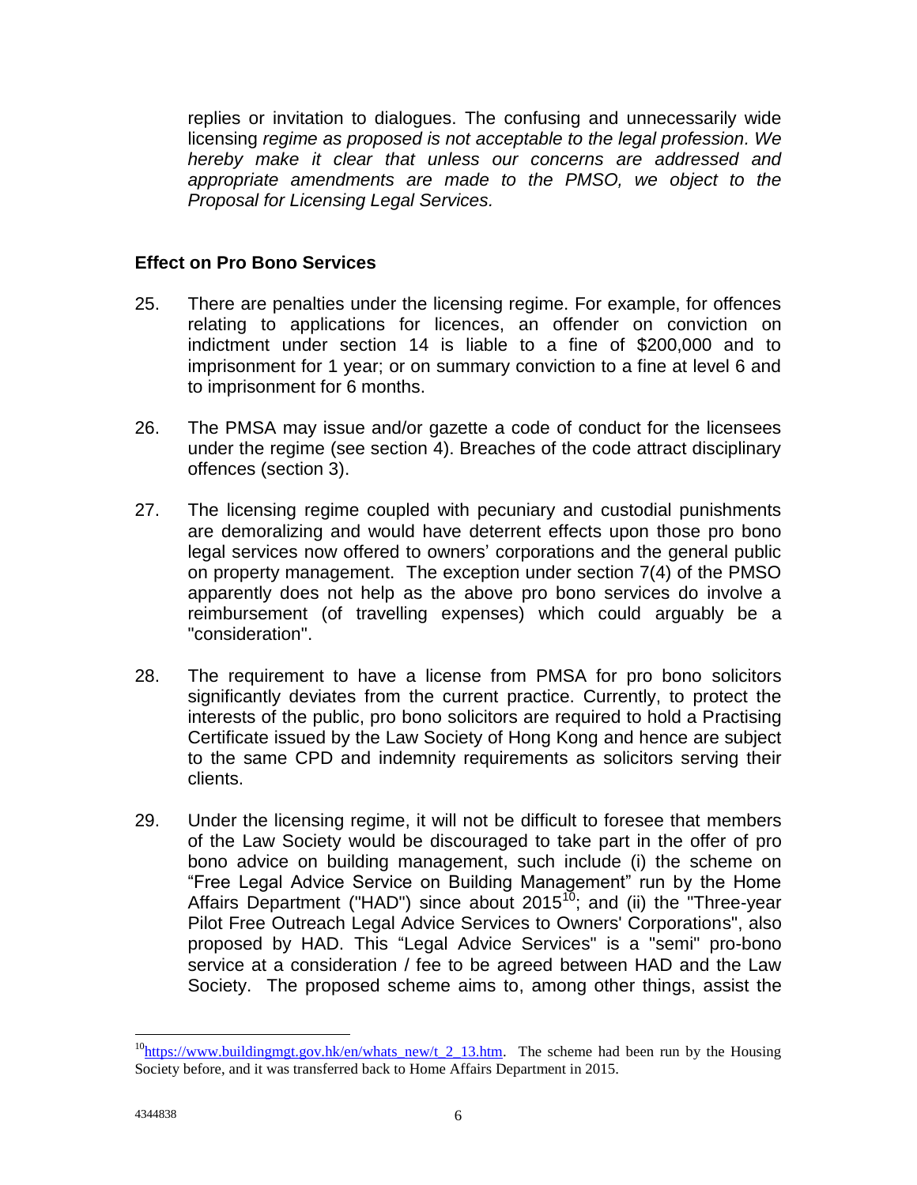replies or invitation to dialogues. The confusing and unnecessarily wide licensing *regime as proposed is not acceptable to the legal profession. We hereby make it clear that unless our concerns are addressed and appropriate amendments are made to the PMSO, we object to the Proposal for Licensing Legal Services.*

**Effect on Pro Bono Services**

25. There are penalties under the licensing regime. For example, for offences relating to applications for licences, an offender on conviction on indictment under section 14 is liable to a fine of $200,000 and to imprisonment for 1 year; or on summary conviction to a fine at level 6 and to imprisonment for 6 months.

26. The PMSA may issue and/or gazette a code of conduct for the licensees under the regime (see section 4). Breaches of the code attract disciplinary offences (section 3).

27. The licensing regime coupled with pecuniary and custodial punishments are demoralizing and would have deterrent effects upon those pro bono legal services now offered to owners' corporations and the general public on property management. The exception under section 7(4) of the PMSO apparently does not help as the above pro bono services do involve a reimbursement (of travelling expenses) which could arguably be a "consideration".

28. The requirement to have a license from PMSA for pro bono solicitors significantly deviates from the current practice. Currently, to protect the interests of the public, pro bono solicitors are required to hold a Practising Certificate issued by the Law Society of Hong Kong and hence are subject to the same CPD and indemnity requirements as solicitors serving their clients.

29. Under the licensing regime, it will not be difficult to foresee that members of the Law Society would be discouraged to take part in the offer of pro bono advice on building management, such include (i) the scheme on "Free Legal Advice Service on Building Management" run by the Home Affairs Department ("HAD") since about 2015[10]; and (ii) the "Three-year Pilot Free Outreach Legal Advice Services to Owners' Corporations", also proposed by HAD. This "Legal Advice Services" is a "semi" pro-bono service at a consideration / fee to be agreed between HAD and the Law Society. The proposed scheme aims to, among other things, assist the

---

[10] https://www.buildingmgt.gov.hk/en/whats_new/t_2_13.htm. The scheme had been run by the Housing Society before, and it was transferred back to Home Affairs Department in 2015.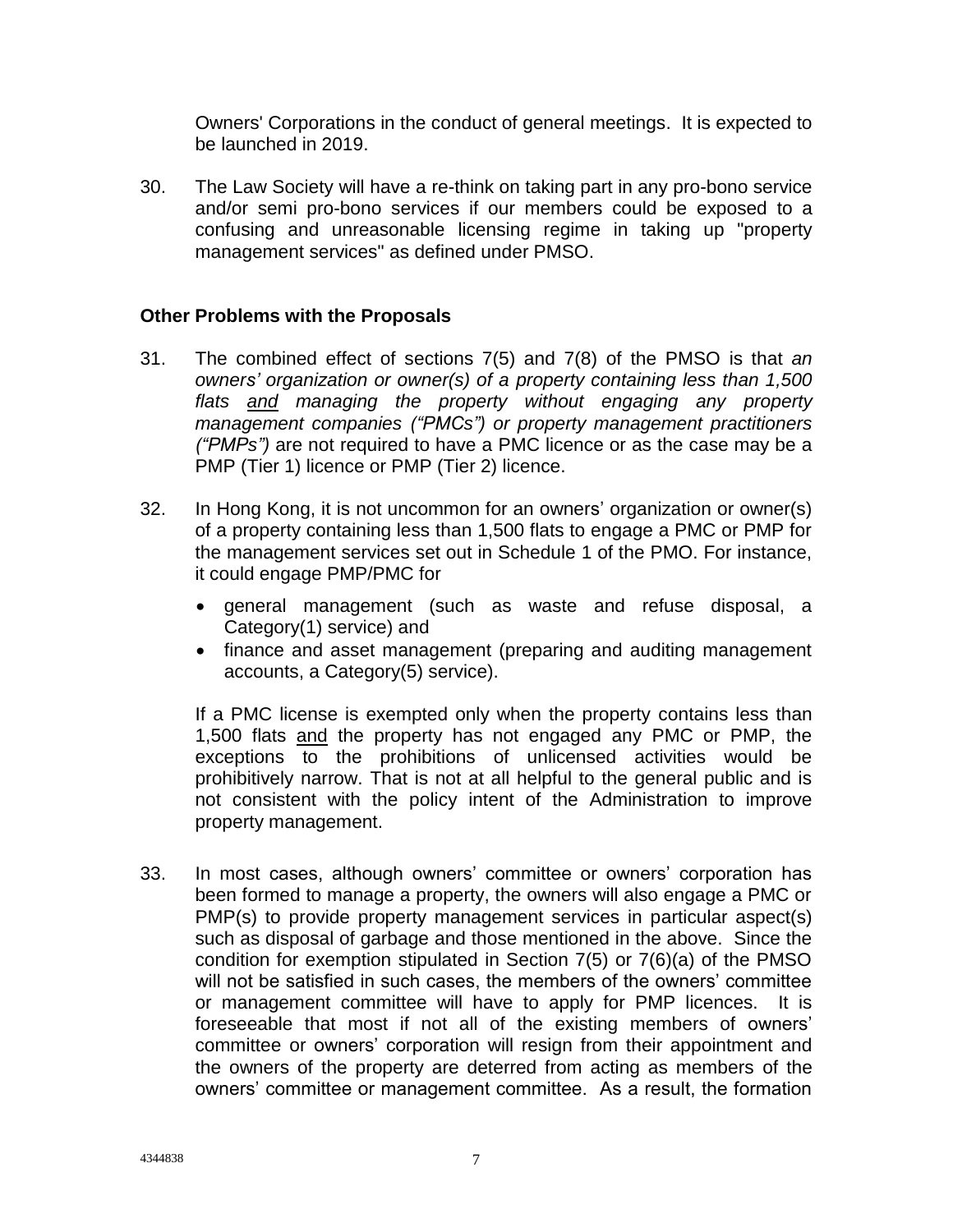Owners' Corporations in the conduct of general meetings. It is expected to be launched in 2019.

30. The Law Society will have a re-think on taking part in any pro-bono service and/or semi pro-bono services if our members could be exposed to a confusing and unreasonable licensing regime in taking up "property management services" as defined under PMSO.

### Other Problems with the Proposals

31. The combined effect of sections 7(5) and 7(8) of the PMSO is that *an owners' organization or owner(s) of a property containing less than 1,500 flats* <u>*and*</u> *managing the property without engaging any property management companies ("PMCs") or property management practitioners ("PMPs")* are not required to have a PMC licence or as the case may be a PMP (Tier 1) licence or PMP (Tier 2) licence.

32. In Hong Kong, it is not uncommon for an owners' organization or owner(s) of a property containing less than 1,500 flats to engage a PMC or PMP for the management services set out in Schedule 1 of the PMO. For instance, it could engage PMP/PMC for

    - general management (such as waste and refuse disposal, a Category(1) service) and
    - finance and asset management (preparing and auditing management accounts, a Category(5) service).

    If a PMC license is exempted only when the property contains less than 1,500 flats <u>and</u> the property has not engaged any PMC or PMP, the exceptions to the prohibitions of unlicensed activities would be prohibitively narrow. That is not at all helpful to the general public and is not consistent with the policy intent of the Administration to improve property management.

33. In most cases, although owners' committee or owners' corporation has been formed to manage a property, the owners will also engage a PMC or PMP(s) to provide property management services in particular aspect(s) such as disposal of garbage and those mentioned in the above. Since the condition for exemption stipulated in Section 7(5) or 7(6)(a) of the PMSO will not be satisfied in such cases, the members of the owners' committee or management committee will have to apply for PMP licences. It is foreseeable that most if not all of the existing members of owners' committee or owners' corporation will resign from their appointment and the owners of the property are deterred from acting as members of the owners' committee or management committee. As a result, the formation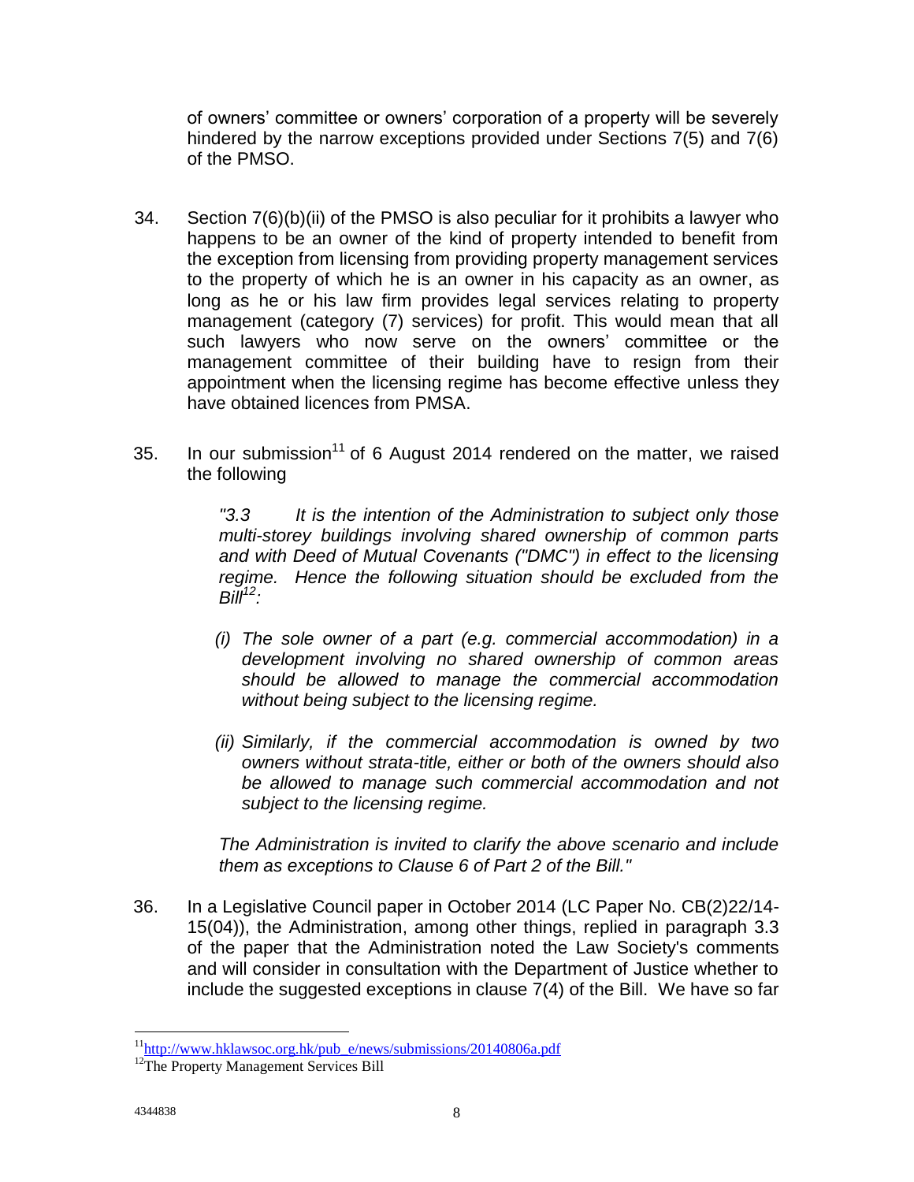of owners' committee or owners' corporation of a property will be severely hindered by the narrow exceptions provided under Sections 7(5) and 7(6) of the PMSO.

34. Section 7(6)(b)(ii) of the PMSO is also peculiar for it prohibits a lawyer who happens to be an owner of the kind of property intended to benefit from the exception from licensing from providing property management services to the property of which he is an owner in his capacity as an owner, as long as he or his law firm provides legal services relating to property management (category (7) services) for profit. This would mean that all such lawyers who now serve on the owners' committee or the management committee of their building have to resign from their appointment when the licensing regime has become effective unless they have obtained licences from PMSA.

35. In our submission[11] of 6 August 2014 rendered on the matter, we raised the following

> *"3.3 It is the intention of the Administration to subject only those multi-storey buildings involving shared ownership of common parts and with Deed of Mutual Covenants ("DMC") in effect to the licensing regime. Hence the following situation should be excluded from the Bill[12]:*
>
> *(i) The sole owner of a part (e.g. commercial accommodation) in a development involving no shared ownership of common areas should be allowed to manage the commercial accommodation without being subject to the licensing regime.*
>
> *(ii) Similarly, if the commercial accommodation is owned by two owners without strata-title, either or both of the owners should also be allowed to manage such commercial accommodation and not subject to the licensing regime.*
>
> *The Administration is invited to clarify the above scenario and include them as exceptions to Clause 6 of Part 2 of the Bill."*

36. In a Legislative Council paper in October 2014 (LC Paper No. CB(2)22/14-15(04)), the Administration, among other things, replied in paragraph 3.3 of the paper that the Administration noted the Law Society's comments and will consider in consultation with the Department of Justice whether to include the suggested exceptions in clause 7(4) of the Bill. We have so far

---

[11] http://www.hklawsoc.org.hk/pub_e/news/submissions/20140806a.pdf

[12] The Property Management Services Bill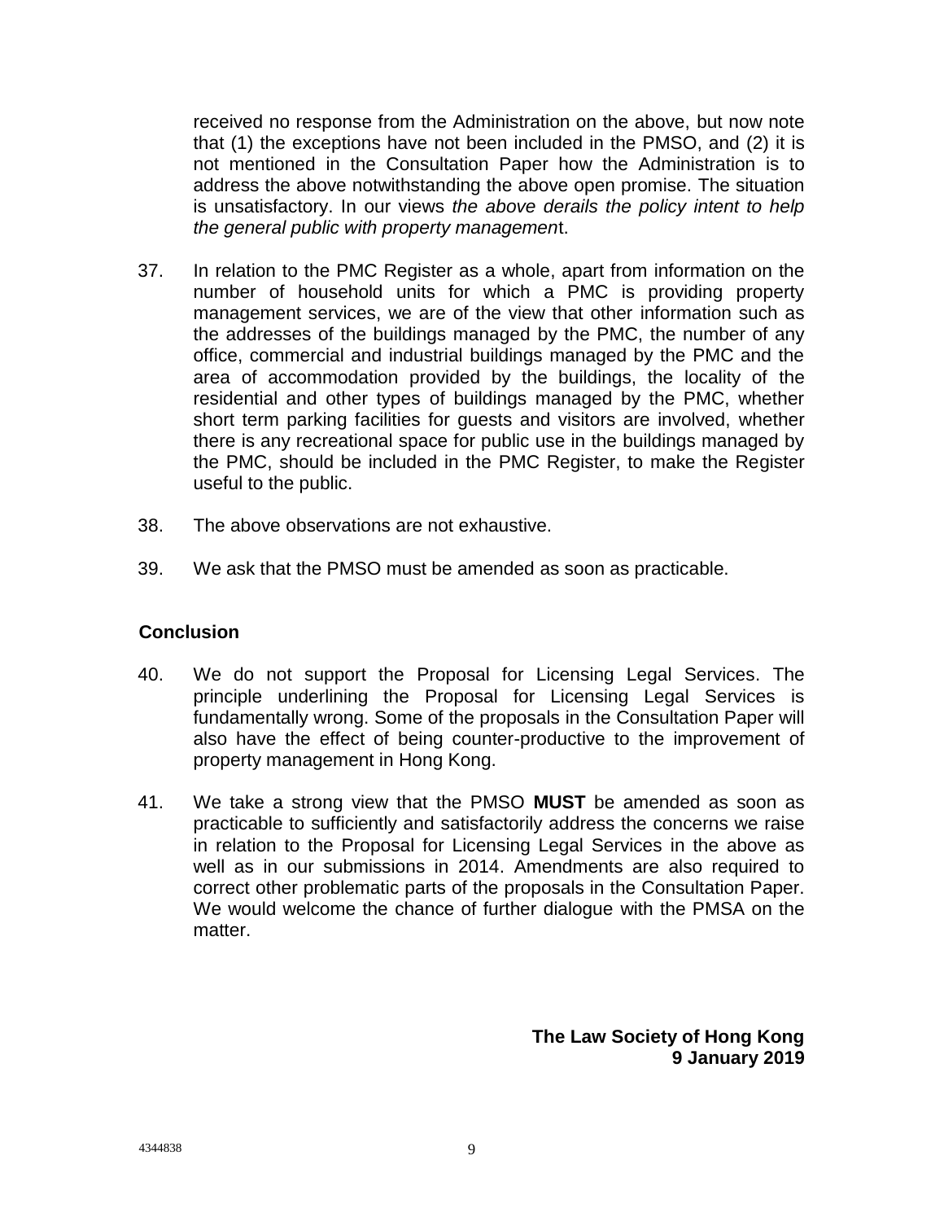received no response from the Administration on the above, but now note that (1) the exceptions have not been included in the PMSO, and (2) it is not mentioned in the Consultation Paper how the Administration is to address the above notwithstanding the above open promise. The situation is unsatisfactory. In our views *the above derails the policy intent to help the general public with property managemen*t.

37. In relation to the PMC Register as a whole, apart from information on the number of household units for which a PMC is providing property management services, we are of the view that other information such as the addresses of the buildings managed by the PMC, the number of any office, commercial and industrial buildings managed by the PMC and the area of accommodation provided by the buildings, the locality of the residential and other types of buildings managed by the PMC, whether short term parking facilities for guests and visitors are involved, whether there is any recreational space for public use in the buildings managed by the PMC, should be included in the PMC Register, to make the Register useful to the public.

38. The above observations are not exhaustive.

39. We ask that the PMSO must be amended as soon as practicable.

## Conclusion

40. We do not support the Proposal for Licensing Legal Services. The principle underlining the Proposal for Licensing Legal Services is fundamentally wrong. Some of the proposals in the Consultation Paper will also have the effect of being counter-productive to the improvement of property management in Hong Kong.

41. We take a strong view that the PMSO **MUST** be amended as soon as practicable to sufficiently and satisfactorily address the concerns we raise in relation to the Proposal for Licensing Legal Services in the above as well as in our submissions in 2014. Amendments are also required to correct other problematic parts of the proposals in the Consultation Paper. We would welcome the chance of further dialogue with the PMSA on the matter.

**The Law Society of Hong Kong**
**9 January 2019**

4344838